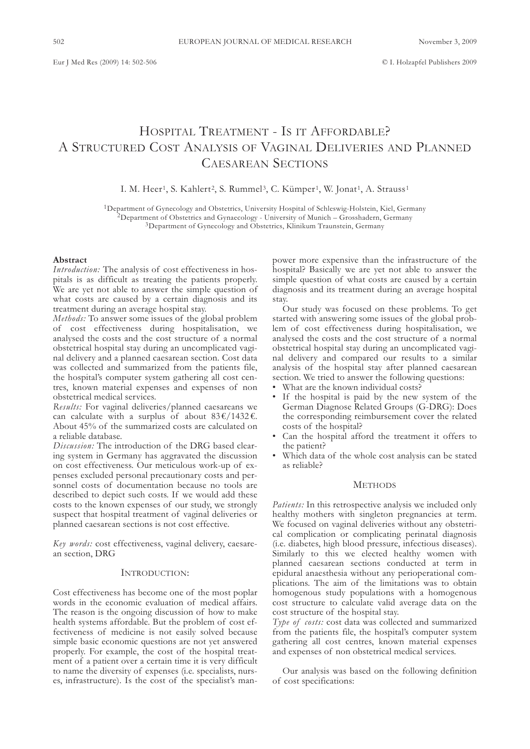# Hospital Treatment - Is it Affordable? A Structured Cost Analysis of Vaginal Deliveries and Planned Caesarean Sections

I. M. Heer[1], S. Kahlert[2], S. Rummel[3], C. Kümper[1], W. Jonat[1], A. Strauss[1]

[1]Department of Gynecology and Obstetrics, University Hospital of Schleswig-Holstein, Kiel, Germany
[2]Department of Obstetrics and Gynaecology - University of Munich – Grosshadern, Germany
[3]Department of Gynecology and Obstetrics, Klinikum Traunstein, Germany

**Abstract**

*Introduction:* The analysis of cost effectiveness in hospitals is as difficult as treating the patients properly. We are yet not able to answer the simple question of what costs are caused by a certain diagnosis and its treatment during an average hospital stay.

*Methods:* To answer some issues of the global problem of cost effectiveness during hospitalisation, we analysed the costs and the cost structure of a normal obstetrical hospital stay during an uncomplicated vaginal delivery and a planned caesarean section. Cost data was collected and summarized from the patients file, the hospital's computer system gathering all cost centres, known material expenses and expenses of non obstetrical medical services.

*Results:* For vaginal deliveries/planned caesareans we can calculate with a surplus of about 83€/1432€. About 45% of the summarized costs are calculated on a reliable database.

*Discussion:* The introduction of the DRG based clearing system in Germany has aggravated the discussion on cost effectiveness. Our meticulous work-up of expenses excluded personal precautionary costs and personnel costs of documentation because no tools are described to depict such costs. If we would add these costs to the known expenses of our study, we strongly suspect that hospital treatment of vaginal deliveries or planned caesarean sections is not cost effective.

*Key words:* cost effectiveness, vaginal delivery, caesarean section, DRG

## Introduction:

Cost effectiveness has become one of the most poplar words in the economic evaluation of medical affairs. The reason is the ongoing discussion of how to make health systems affordable. But the problem of cost effectiveness of medicine is not easily solved because simple basic economic questions are not yet answered properly. For example, the cost of the hospital treatment of a patient over a certain time it is very difficult to name the diversity of expenses (i.e. specialists, nurses, infrastructure). Is the cost of the specialist's manpower more expensive than the infrastructure of the hospital? Basically we are yet not able to answer the simple question of what costs are caused by a certain diagnosis and its treatment during an average hospital stay.

Our study was focused on these problems. To get started with answering some issues of the global problem of cost effectiveness during hospitalisation, we analysed the costs and the cost structure of a normal obstetrical hospital stay during an uncomplicated vaginal delivery and compared our results to a similar analysis of the hospital stay after planned caesarean section. We tried to answer the following questions:

- What are the known individual costs?
- If the hospital is paid by the new system of the German Diagnose Related Groups (G-DRG): Does the corresponding reimbursement cover the related costs of the hospital?
- Can the hospital afford the treatment it offers to the patient?
- Which data of the whole cost analysis can be stated as reliable?

## Methods

*Patients:* In this retrospective analysis we included only healthy mothers with singleton pregnancies at term. We focused on vaginal deliveries without any obstetrical complication or complicating perinatal diagnosis (i.e. diabetes, high blood pressure, infectious diseases). Similarly to this we elected healthy women with planned caesarean sections conducted at term in epidural anaesthesia without any perioperational complications. The aim of the limitations was to obtain homogenous study populations with a homogenous cost structure to calculate valid average data on the cost structure of the hospital stay.

*Type of costs:* cost data was collected and summarized from the patients file, the hospital's computer system gathering all cost centres, known material expenses and expenses of non obstetrical medical services.

Our analysis was based on the following definition of cost specifications: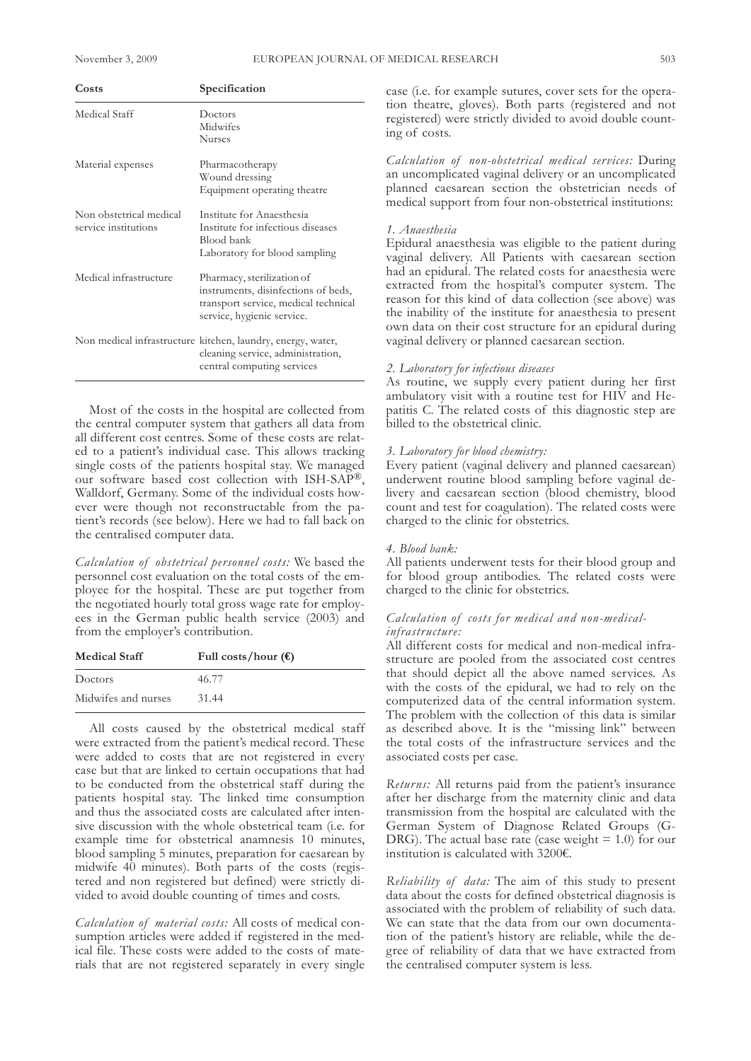| Costs | Specification |
|---|---|
| Medical Staff | Doctors<br>Midwifes<br>Nurses |
| Material expenses | Pharmacotherapy<br>Wound dressing<br>Equipment operating theatre |
| Non obstetrical medical service institutions | Institute for Anaesthesia<br>Institute for infectious diseases<br>Blood bank<br>Laboratory for blood sampling |
| Medical infrastructure | Pharmacy, sterilization of instruments, disinfections of beds, transport service, medical technical service, hygienic service. |
| Non medical infrastructure | kitchen, laundry, energy, water, cleaning service, administration, central computing services |

Most of the costs in the hospital are collected from the central computer system that gathers all data from all different cost centres. Some of these costs are related to a patient's individual case. This allows tracking single costs of the patients hospital stay. We managed our software based cost collection with ISH-SAP®, Walldorf, Germany. Some of the individual costs however were though not reconstructable from the patient's records (see below). Here we had to fall back on the centralised computer data.

*Calculation of obstetrical personnel costs:* We based the personnel cost evaluation on the total costs of the employee for the hospital. These are put together from the negotiated hourly total gross wage rate for employees in the German public health service (2003) and from the employer's contribution.

| Medical Staff | Full costs/hour (€) |
|---|---|
| Doctors | 46.77 |
| Midwifes and nurses | 31.44 |

All costs caused by the obstetrical medical staff were extracted from the patient's medical record. These were added to costs that are not registered in every case but that are linked to certain occupations that had to be conducted from the obstetrical staff during the patients hospital stay. The linked time consumption and thus the associated costs are calculated after intensive discussion with the whole obstetrical team (i.e. for example time for obstetrical anamnesis 10 minutes, blood sampling 5 minutes, preparation for caesarean by midwife 40 minutes). Both parts of the costs (registered and non registered but defined) were strictly divided to avoid double counting of times and costs.

*Calculation of material costs:* All costs of medical consumption articles were added if registered in the medical file. These costs were added to the costs of materials that are not registered separately in every single case (i.e. for example sutures, cover sets for the operation theatre, gloves). Both parts (registered and not registered) were strictly divided to avoid double counting of costs.

*Calculation of non-obstetrical medical services:* During an uncomplicated vaginal delivery or an uncomplicated planned caesarean section the obstetrician needs of medical support from four non-obstetrical institutions:

*1. Anaesthesia*

Epidural anaesthesia was eligible to the patient during vaginal delivery. All Patients with caesarean section had an epidural. The related costs for anaesthesia were extracted from the hospital's computer system. The reason for this kind of data collection (see above) was the inability of the institute for anaesthesia to present own data on their cost structure for an epidural during vaginal delivery or planned caesarean section.

*2. Laboratory for infectious diseases*

As routine, we supply every patient during her first ambulatory visit with a routine test for HIV and Hepatitis C. The related costs of this diagnostic step are billed to the obstetrical clinic.

*3. Laboratory for blood chemistry:*

Every patient (vaginal delivery and planned caesarean) underwent routine blood sampling before vaginal delivery and caesarean section (blood chemistry, blood count and test for coagulation). The related costs were charged to the clinic for obstetrics.

*4. Blood bank:*

All patients underwent tests for their blood group and for blood group antibodies. The related costs were charged to the clinic for obstetrics.

*Calculation of costs for medical and non-medical-infrastructure:*

All different costs for medical and non-medical infrastructure are pooled from the associated cost centres that should depict all the above named services. As with the costs of the epidural, we had to rely on the computerized data of the central information system. The problem with the collection of this data is similar as described above. It is the "missing link" between the total costs of the infrastructure services and the associated costs per case.

*Returns:* All returns paid from the patient's insurance after her discharge from the maternity clinic and data transmission from the hospital are calculated with the German System of Diagnose Related Groups (G-DRG). The actual base rate (case weight = 1.0) for our institution is calculated with 3200€.

*Reliability of data:* The aim of this study to present data about the costs for defined obstetrical diagnosis is associated with the problem of reliability of such data. We can state that the data from our own documentation of the patient's history are reliable, while the degree of reliability of data that we have extracted from the centralised computer system is less.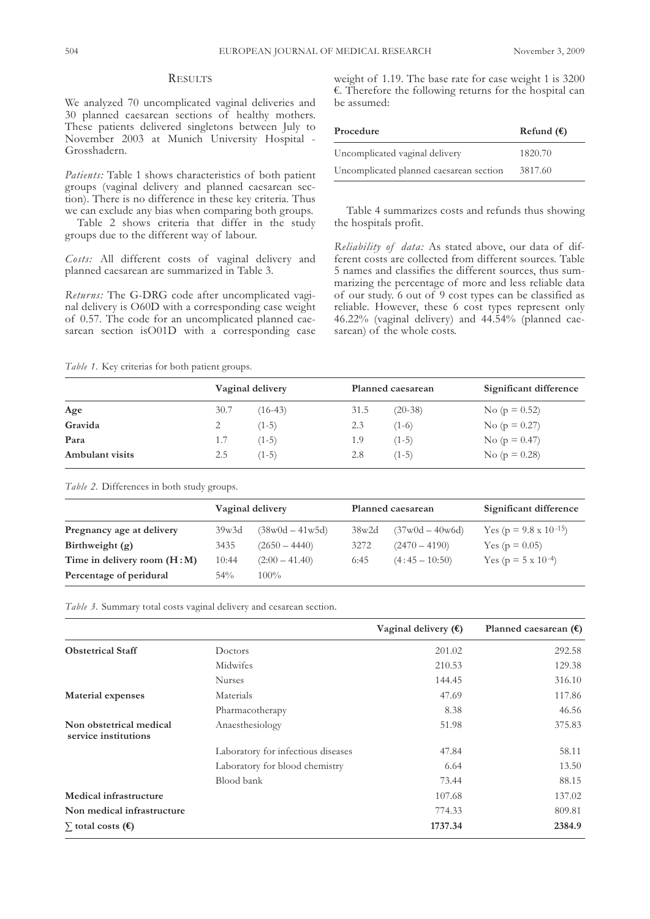## Results

We analyzed 70 uncomplicated vaginal deliveries and 30 planned caesarean sections of healthy mothers. These patients delivered singletons between July to November 2003 at Munich University Hospital - Grosshadern.

*Patients:* Table 1 shows characteristics of both patient groups (vaginal delivery and planned caesarean section). There is no difference in these key criteria. Thus we can exclude any bias when comparing both groups.

Table 2 shows criteria that differ in the study groups due to the different way of labour.

*Costs:* All different costs of vaginal delivery and planned caesarean are summarized in Table 3.

*Returns:* The G-DRG code after uncomplicated vaginal delivery is O60D with a corresponding case weight of 0.57. The code for an uncomplicated planned caesarean section isO01D with a corresponding case weight of 1.19. The base rate for case weight 1 is 3200 €. Therefore the following returns for the hospital can be assumed:

| Procedure | Refund (€) |
|---|---|
| Uncomplicated vaginal delivery | 1820.70 |
| Uncomplicated planned caesarean section | 3817.60 |

Table 4 summarizes costs and refunds thus showing the hospitals profit.

*Reliability of data:* As stated above, our data of different costs are collected from different sources. Table 5 names and classifies the different sources, thus summarizing the percentage of more and less reliable data of our study. 6 out of 9 cost types can be classified as reliable. However, these 6 cost types represent only 46.22% (vaginal delivery) and 44.54% (planned caesarean) of the whole costs.

*Table 1.* Key criterias for both patient groups.

| | Vaginal delivery | | Planned caesarean | | Significant difference |
|---|---|---|---|---|---|
| **Age** | 30.7 | (16-43) | 31.5 | (20-38) | No ($p = 0.52$) |
| **Gravida** | 2 | (1-5) | 2.3 | (1-6) | No ($p = 0.27$) |
| **Para** | 1.7 | (1-5) | 1.9 | (1-5) | No ($p = 0.47$) |
| **Ambulant visits** | 2.5 | (1-5) | 2.8 | (1-5) | No ($p = 0.28$) |

*Table 2.* Differences in both study groups.

| | Vaginal delivery | | Planned caesarean | | Significant difference |
|---|---|---|---|---|---|
| **Pregnancy age at delivery** | 39w3d | (38w0d – 41w5d) | 38w2d | (37w0d – 40w6d) | Yes ($p = 9.8 \times 10^{-15}$) |
| **Birthweight (g)** | 3435 | (2650 – 4440) | 3272 | (2470 – 4190) | Yes ($p = 0.05$) |
| **Time in delivery room (H:M)** | 10:44 | (2:00 – 41.40) | 6:45 | (4:45 – 10:50) | Yes ($p = 5 \times 10^{-4}$) |
| **Percentage of peridural** | 54% | | 100% | | |

*Table 3.* Summary total costs vaginal delivery and cesarean section.

| | | Vaginal delivery (€) | Planned caesarean (€) |
|---|---|---|---|
| **Obstetrical Staff** | Doctors | 201.02 | 292.58 |
| | Midwifes | 210.53 | 129.38 |
| | Nurses | 144.45 | 316.10 |
| **Material expenses** | Materials | 47.69 | 117.86 |
| | Pharmacotherapy | 8.38 | 46.56 |
| **Non obstetrical medical service institutions** | Anaesthesiology | 51.98 | 375.83 |
| | Laboratory for infectious diseases | 47.84 | 58.11 |
| | Laboratory for blood chemistry | 6.64 | 13.50 |
| | Blood bank | 73.44 | 88.15 |
| **Medical infrastructure** | | 107.68 | 137.02 |
| **Non medical infrastructure** | | 774.33 | 809.81 |
| **∑ total costs (€)** | | **1737.34** | **2384.9** |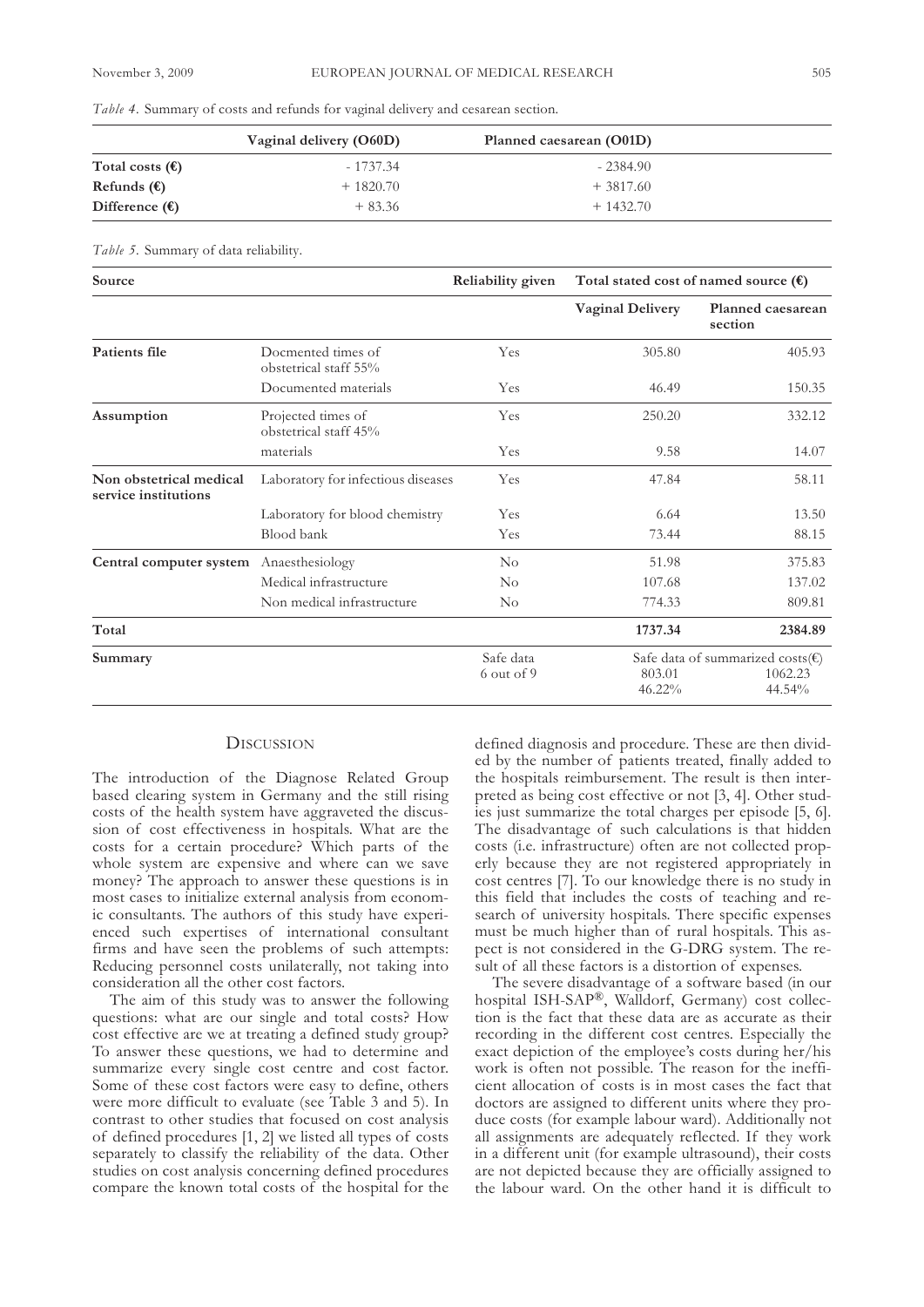*Table 4.* Summary of costs and refunds for vaginal delivery and cesarean section.

| | Vaginal delivery (O60D) | Planned caesarean (O01D) |
|---|---|---|
| **Total costs (€)** | - 1737.34 | - 2384.90 |
| **Refunds (€)** | + 1820.70 | + 3817.60 |
| **Difference (€)** | + 83.36 | + 1432.70 |

*Table 5.* Summary of data reliability.

| Source | | Reliability given | Total stated cost of named source (€) | |
|---|---|---|---|---|
| | | | **Vaginal Delivery** | **Planned caesarean section** |
| **Patients file** | Docmented times of obstetrical staff 55% | Yes | 305.80 | 405.93 |
| | Documented materials | Yes | 46.49 | 150.35 |
| **Assumption** | Projected times of obstetrical staff 45% | Yes | 250.20 | 332.12 |
| | materials | Yes | 9.58 | 14.07 |
| **Non obstetrical medical service institutions** | Laboratory for infectious diseases | Yes | 47.84 | 58.11 |
| | Laboratory for blood chemistry | Yes | 6.64 | 13.50 |
| | Blood bank | Yes | 73.44 | 88.15 |
| **Central computer system** | Anaesthesiology | No | 51.98 | 375.83 |
| | Medical infrastructure | No | 107.68 | 137.02 |
| | Non medical infrastructure | No | 774.33 | 809.81 |
| **Total** | | | **1737.34** | **2384.89** |
| **Summary** | | Safe data 6 out of 9 | Safe data of summarized costs(€) 803.01 46.22% | 1062.23 44.54% |

## Discussion

The introduction of the Diagnose Related Group based clearing system in Germany and the still rising costs of the health system have aggraveted the discussion of cost effectiveness in hospitals. What are the costs for a certain procedure? Which parts of the whole system are expensive and where can we save money? The approach to answer these questions is in most cases to initialize external analysis from economic consultants. The authors of this study have experienced such expertises of international consultant firms and have seen the problems of such attempts: Reducing personnel costs unilaterally, not taking into consideration all the other cost factors.

The aim of this study was to answer the following questions: what are our single and total costs? How cost effective are we at treating a defined study group? To answer these questions, we had to determine and summarize every single cost centre and cost factor. Some of these cost factors were easy to define, others were more difficult to evaluate (see Table 3 and 5). In contrast to other studies that focused on cost analysis of defined procedures [1, 2] we listed all types of costs separately to classify the reliability of the data. Other studies on cost analysis concerning defined procedures compare the known total costs of the hospital for the defined diagnosis and procedure. These are then divided by the number of patients treated, finally added to the hospitals reimbursement. The result is then interpreted as being cost effective or not [3, 4]. Other studies just summarize the total charges per episode [5, 6]. The disadvantage of such calculations is that hidden costs (i.e. infrastructure) often are not collected properly because they are not registered appropriately in cost centres [7]. To our knowledge there is no study in this field that includes the costs of teaching and research of university hospitals. There specific expenses must be much higher than of rural hospitals. This aspect is not considered in the G-DRG system. The result of all these factors is a distortion of expenses.

The severe disadvantage of a software based (in our hospital ISH-SAP®, Walldorf, Germany) cost collection is the fact that these data are as accurate as their recording in the different cost centres. Especially the exact depiction of the employee's costs during her/his work is often not possible. The reason for the inefficient allocation of costs is in most cases the fact that doctors are assigned to different units where they produce costs (for example labour ward). Additionally not all assignments are adequately reflected. If they work in a different unit (for example ultrasound), their costs are not depicted because they are officially assigned to the labour ward. On the other hand it is difficult to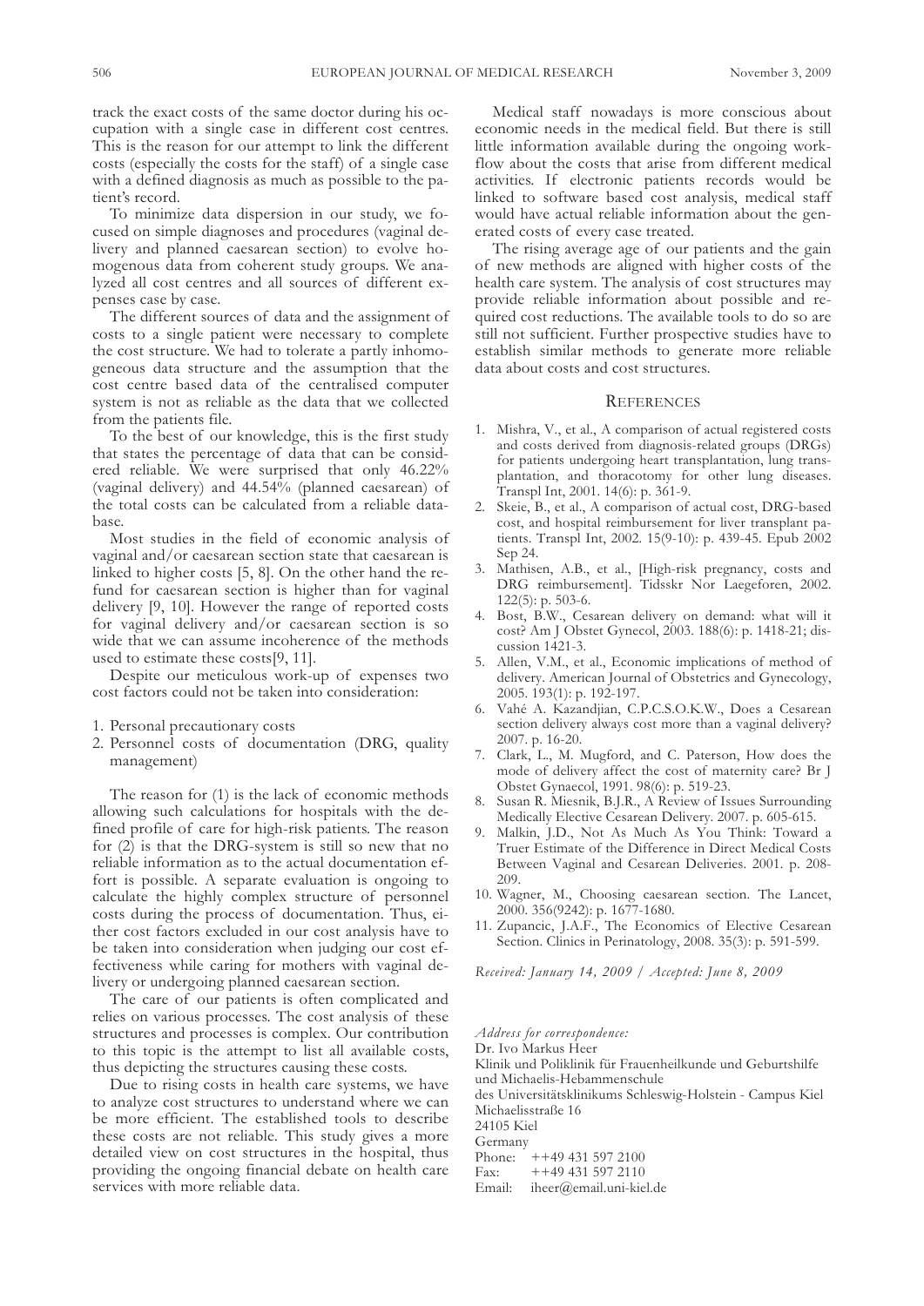track the exact costs of the same doctor during his occupation with a single case in different cost centres. This is the reason for our attempt to link the different costs (especially the costs for the staff) of a single case with a defined diagnosis as much as possible to the patient's record.

To minimize data dispersion in our study, we focused on simple diagnoses and procedures (vaginal delivery and planned caesarean section) to evolve homogenous data from coherent study groups. We analyzed all cost centres and all sources of different expenses case by case.

The different sources of data and the assignment of costs to a single patient were necessary to complete the cost structure. We had to tolerate a partly inhomogeneous data structure and the assumption that the cost centre based data of the centralised computer system is not as reliable as the data that we collected from the patients file.

To the best of our knowledge, this is the first study that states the percentage of data that can be considered reliable. We were surprised that only 46.22% (vaginal delivery) and 44.54% (planned caesarean) of the total costs can be calculated from a reliable database.

Most studies in the field of economic analysis of vaginal and/or caesarean section state that caesarean is linked to higher costs [5, 8]. On the other hand the refund for caesarean section is higher than for vaginal delivery [9, 10]. However the range of reported costs for vaginal delivery and/or caesarean section is so wide that we can assume incoherence of the methods used to estimate these costs[9, 11].

Despite our meticulous work-up of expenses two cost factors could not be taken into consideration:

1. Personal precautionary costs
2. Personnel costs of documentation (DRG, quality management)

The reason for (1) is the lack of economic methods allowing such calculations for hospitals with the defined profile of care for high-risk patients. The reason for (2) is that the DRG-system is still so new that no reliable information as to the actual documentation effort is possible. A separate evaluation is ongoing to calculate the highly complex structure of personnel costs during the process of documentation. Thus, either cost factors excluded in our cost analysis have to be taken into consideration when judging our cost effectiveness while caring for mothers with vaginal delivery or undergoing planned caesarean section.

The care of our patients is often complicated and relies on various processes. The cost analysis of these structures and processes is complex. Our contribution to this topic is the attempt to list all available costs, thus depicting the structures causing these costs.

Due to rising costs in health care systems, we have to analyze cost structures to understand where we can be more efficient. The established tools to describe these costs are not reliable. This study gives a more detailed view on cost structures in the hospital, thus providing the ongoing financial debate on health care services with more reliable data.

Medical staff nowadays is more conscious about economic needs in the medical field. But there is still little information available during the ongoing workflow about the costs that arise from different medical activities. If electronic patients records would be linked to software based cost analysis, medical staff would have actual reliable information about the generated costs of every case treated.

The rising average age of our patients and the gain of new methods are aligned with higher costs of the health care system. The analysis of cost structures may provide reliable information about possible and required cost reductions. The available tools to do so are still not sufficient. Further prospective studies have to establish similar methods to generate more reliable data about costs and cost structures.

## References

1. Mishra, V., et al., A comparison of actual registered costs and costs derived from diagnosis-related groups (DRGs) for patients undergoing heart transplantation, lung transplantation, and thoracotomy for other lung diseases. Transpl Int, 2001. 14(6): p. 361-9.
2. Skeie, B., et al., A comparison of actual cost, DRG-based cost, and hospital reimbursement for liver transplant patients. Transpl Int, 2002. 15(9-10): p. 439-45. Epub 2002 Sep 24.
3. Mathisen, A.B., et al., [High-risk pregnancy, costs and DRG reimbursement]. Tidsskr Nor Laegeforen, 2002. 122(5): p. 503-6.
4. Bost, B.W., Cesarean delivery on demand: what will it cost? Am J Obstet Gynecol, 2003. 188(6): p. 1418-21; discussion 1421-3.
5. Allen, V.M., et al., Economic implications of method of delivery. American Journal of Obstetrics and Gynecology, 2005. 193(1): p. 192-197.
6. Vahé A. Kazandjian, C.P.C.S.O.K.W., Does a Cesarean section delivery always cost more than a vaginal delivery? 2007. p. 16-20.
7. Clark, L., M. Mugford, and C. Paterson, How does the mode of delivery affect the cost of maternity care? Br J Obstet Gynaecol, 1991. 98(6): p. 519-23.
8. Susan R. Miesnik, B.J.R., A Review of Issues Surrounding Medically Elective Cesarean Delivery. 2007. p. 605-615.
9. Malkin, J.D., Not As Much As You Think: Toward a Truer Estimate of the Difference in Direct Medical Costs Between Vaginal and Cesarean Deliveries. 2001. p. 208-209.
10. Wagner, M., Choosing caesarean section. The Lancet, 2000. 356(9242): p. 1677-1680.
11. Zupancic, J.A.F., The Economics of Elective Cesarean Section. Clinics in Perinatology, 2008. 35(3): p. 591-599.

*Received: January 14, 2009 / Accepted: June 8, 2009*

*Address for correspondence:*
Dr. Ivo Markus Heer
Klinik und Poliklinik für Frauenheilkunde und Geburtshilfe und Michaelis-Hebammenschule
des Universitätsklinikums Schleswig-Holstein - Campus Kiel
Michaelisstraße 16
24105 Kiel
Germany
Phone: ++49 431 597 2100
Fax: ++49 431 597 2110
Email: iheer@email.uni-kiel.de